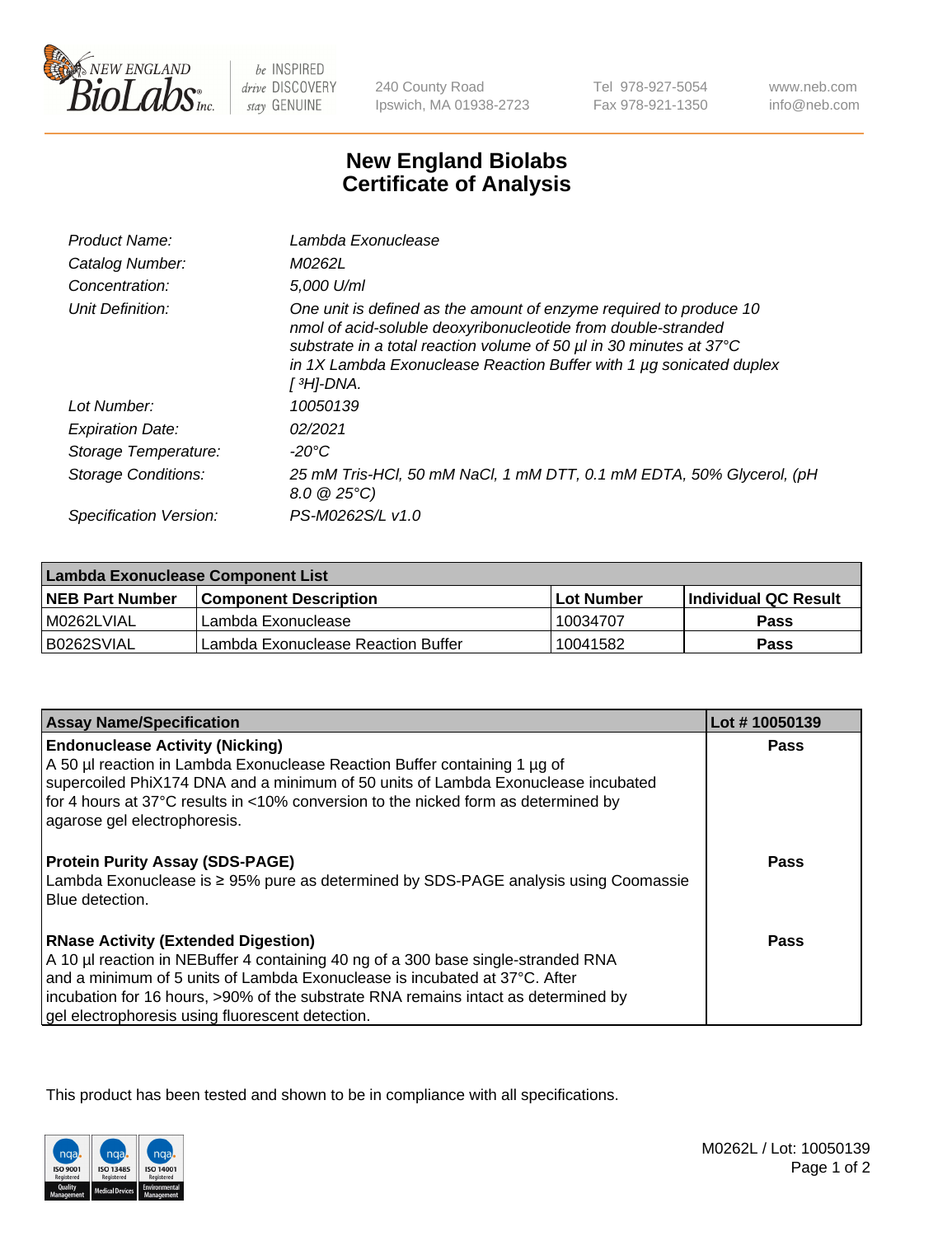New England BioLabs Inc. — be INSPIRED drive DISCOVERY stay GENUINE

240 County Road
Ipswich, MA 01938-2723

Tel 978-927-5054
Fax 978-921-1350

www.neb.com
info@neb.com

# New England Biolabs Certificate of Analysis

| | |
|---|---|
| Product Name: | *Lambda Exonuclease* |
| Catalog Number: | *M0262L* |
| Concentration: | *5,000 U/ml* |
| Unit Definition: | *One unit is defined as the amount of enzyme required to produce 10 nmol of acid-soluble deoxyribonucleotide from double-stranded substrate in a total reaction volume of 50 µl in 30 minutes at 37°C in 1X Lambda Exonuclease Reaction Buffer with 1 µg sonicated duplex [ $^3$H]-DNA.* |
| Lot Number: | *10050139* |
| Expiration Date: | *02/2021* |
| Storage Temperature: | *-20°C* |
| Storage Conditions: | *25 mM Tris-HCl, 50 mM NaCl, 1 mM DTT, 0.1 mM EDTA, 50% Glycerol, (pH 8.0 @ 25°C)* |
| Specification Version: | *PS-M0262S/L v1.0* |

| Lambda Exonuclease Component List | | | |
|---|---|---|---|
| **NEB Part Number** | **Component Description** | **Lot Number** | **Individual QC Result** |
| M0262LVIAL | Lambda Exonuclease | 10034707 | **Pass** |
| B0262SVIAL | Lambda Exonuclease Reaction Buffer | 10041582 | **Pass** |

| Assay Name/Specification | Lot # 10050139 |
|---|---|
| **Endonuclease Activity (Nicking)**<br>A 50 µl reaction in Lambda Exonuclease Reaction Buffer containing 1 µg of supercoiled PhiX174 DNA and a minimum of 50 units of Lambda Exonuclease incubated for 4 hours at 37°C results in <10% conversion to the nicked form as determined by agarose gel electrophoresis. | **Pass** |
| **Protein Purity Assay (SDS-PAGE)**<br>Lambda Exonuclease is ≥ 95% pure as determined by SDS-PAGE analysis using Coomassie Blue detection. | **Pass** |
| **RNase Activity (Extended Digestion)**<br>A 10 µl reaction in NEBuffer 4 containing 40 ng of a 300 base single-stranded RNA and a minimum of 5 units of Lambda Exonuclease is incubated at 37°C. After incubation for 16 hours, >90% of the substrate RNA remains intact as determined by gel electrophoresis using fluorescent detection. | **Pass** |

This product has been tested and shown to be in compliance with all specifications.

M0262L / Lot: 10050139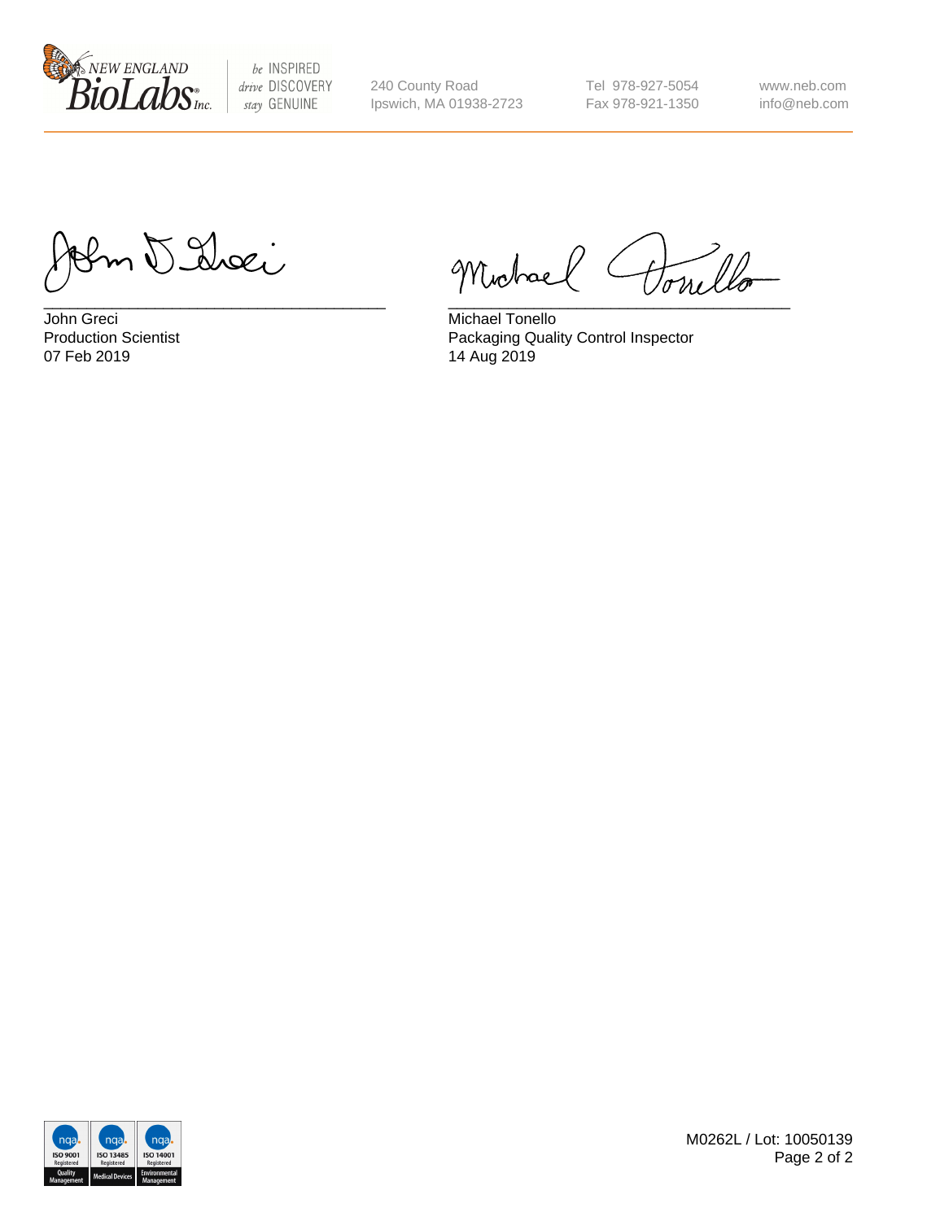240 County Road
Ipswich, MA 01938-2723

Tel 978-927-5054
Fax 978-921-1350

www.neb.com
info@neb.com

John Greci
Production Scientist
07 Feb 2019

Michael Tonello
Packaging Quality Control Inspector
14 Aug 2019

M0262L / Lot: 10050139